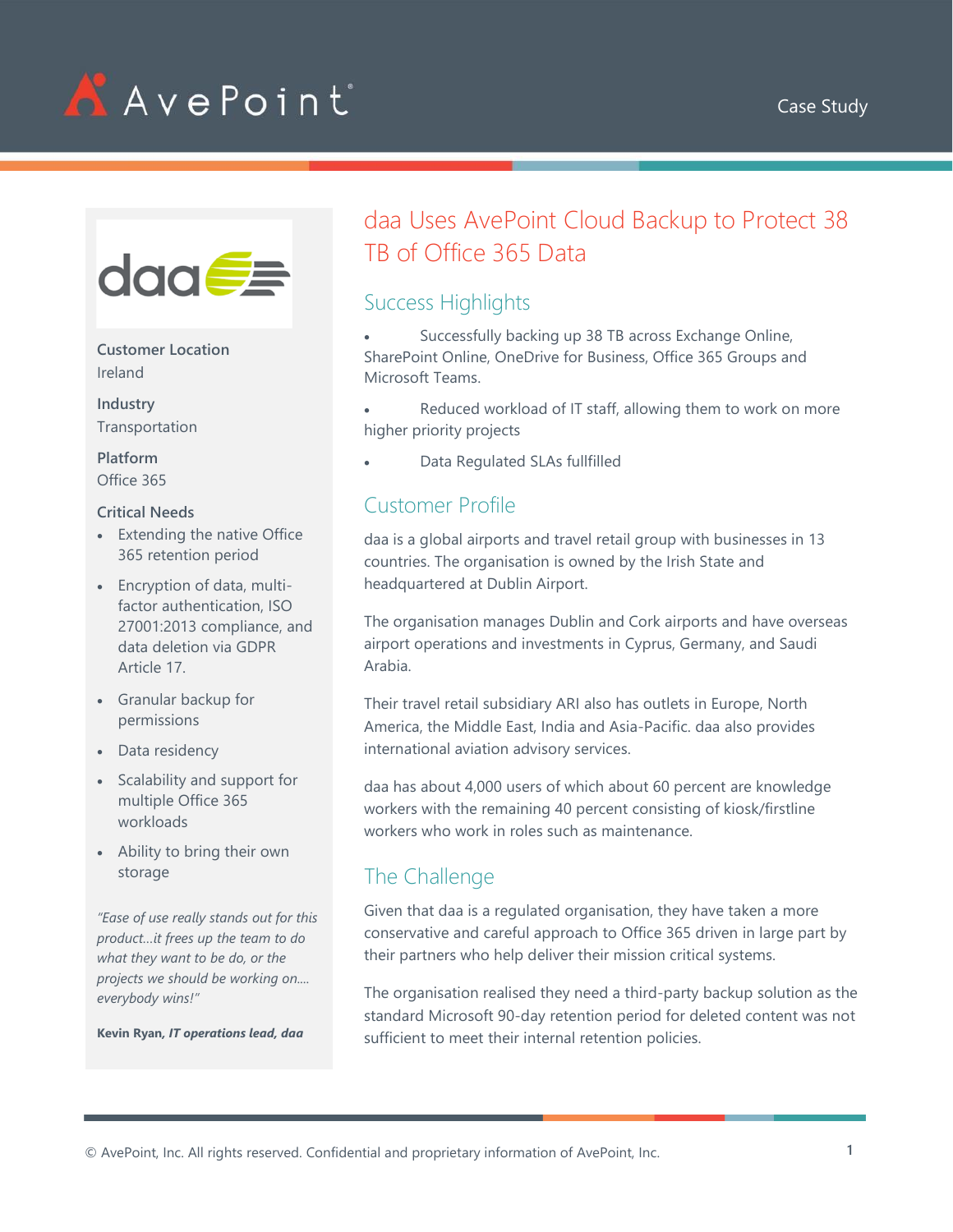AvePoint

Case Study

# daa Uses AvePoint Cloud Backup to Protect 38 TB of Office 365 Data

**Customer Location**
Ireland

**Industry**
Transportation

**Platform**
Office 365

**Critical Needs**

- Extending the native Office 365 retention period
- Encryption of data, multi-factor authentication, ISO 27001:2013 compliance, and data deletion via GDPR Article 17.
- Granular backup for permissions
- Data residency
- Scalability and support for multiple Office 365 workloads
- Ability to bring their own storage

*"Ease of use really stands out for this product…it frees up the team to do what they want to be do, or the projects we should be working on…. everybody wins!"*

**Kevin Ryan, *IT operations lead, daa***

## Success Highlights

- Successfully backing up 38 TB across Exchange Online, SharePoint Online, OneDrive for Business, Office 365 Groups and Microsoft Teams.
- Reduced workload of IT staff, allowing them to work on more higher priority projects
- Data Regulated SLAs fullfilled

## Customer Profile

daa is a global airports and travel retail group with businesses in 13 countries. The organisation is owned by the Irish State and headquartered at Dublin Airport.

The organisation manages Dublin and Cork airports and have overseas airport operations and investments in Cyprus, Germany, and Saudi Arabia.

Their travel retail subsidiary ARI also has outlets in Europe, North America, the Middle East, India and Asia-Pacific. daa also provides international aviation advisory services.

daa has about 4,000 users of which about 60 percent are knowledge workers with the remaining 40 percent consisting of kiosk/firstline workers who work in roles such as maintenance.

## The Challenge

Given that daa is a regulated organisation, they have taken a more conservative and careful approach to Office 365 driven in large part by their partners who help deliver their mission critical systems.

The organisation realised they need a third-party backup solution as the standard Microsoft 90-day retention period for deleted content was not sufficient to meet their internal retention policies.

© AvePoint, Inc. All rights reserved. Confidential and proprietary information of AvePoint, Inc.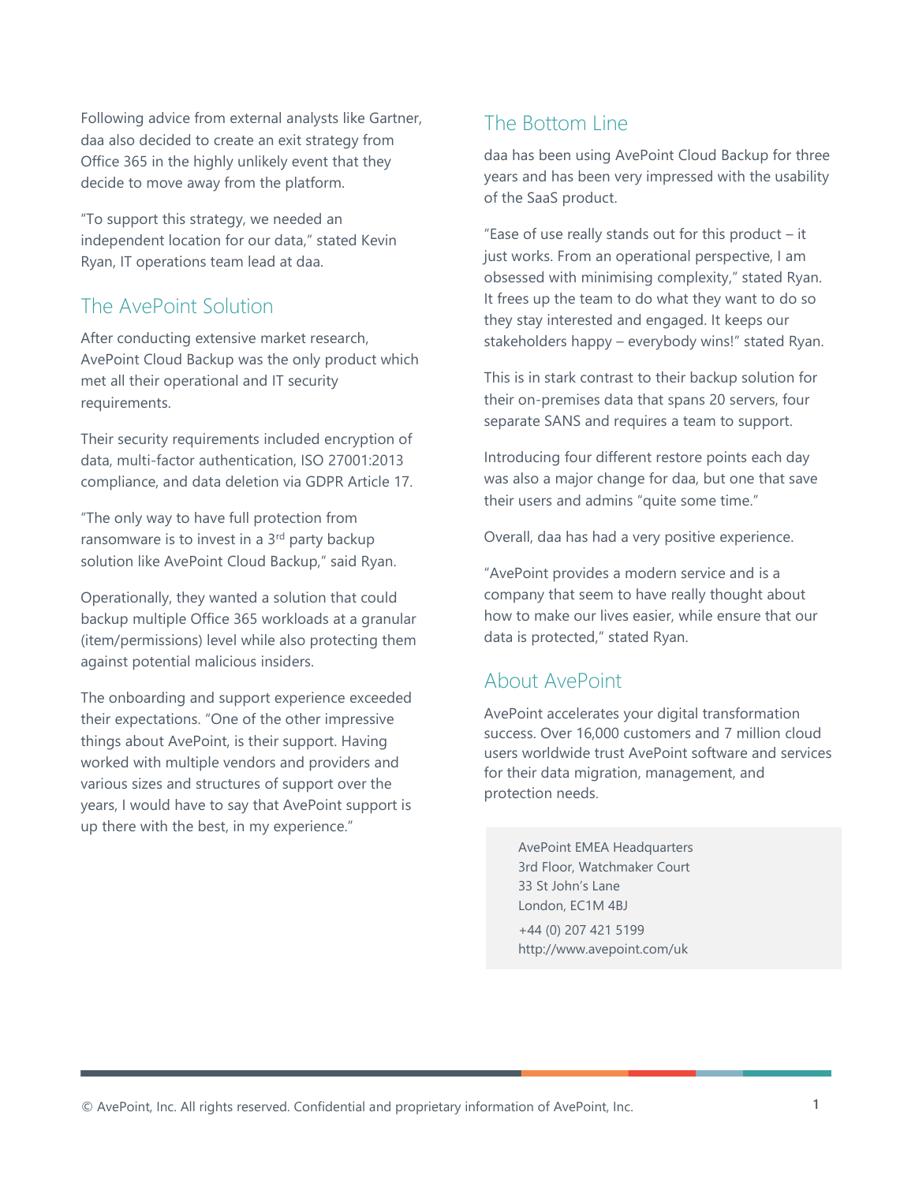Following advice from external analysts like Gartner, daa also decided to create an exit strategy from Office 365 in the highly unlikely event that they decide to move away from the platform.

"To support this strategy, we needed an independent location for our data," stated Kevin Ryan, IT operations team lead at daa.

## The AvePoint Solution

After conducting extensive market research, AvePoint Cloud Backup was the only product which met all their operational and IT security requirements.

Their security requirements included encryption of data, multi-factor authentication, ISO 27001:2013 compliance, and data deletion via GDPR Article 17.

"The only way to have full protection from ransomware is to invest in a 3rd party backup solution like AvePoint Cloud Backup," said Ryan.

Operationally, they wanted a solution that could backup multiple Office 365 workloads at a granular (item/permissions) level while also protecting them against potential malicious insiders.

The onboarding and support experience exceeded their expectations. "One of the other impressive things about AvePoint, is their support. Having worked with multiple vendors and providers and various sizes and structures of support over the years, I would have to say that AvePoint support is up there with the best, in my experience."

## The Bottom Line

daa has been using AvePoint Cloud Backup for three years and has been very impressed with the usability of the SaaS product.

"Ease of use really stands out for this product – it just works. From an operational perspective, I am obsessed with minimising complexity," stated Ryan. It frees up the team to do what they want to do so they stay interested and engaged. It keeps our stakeholders happy – everybody wins!" stated Ryan.

This is in stark contrast to their backup solution for their on-premises data that spans 20 servers, four separate SANS and requires a team to support.

Introducing four different restore points each day was also a major change for daa, but one that save their users and admins "quite some time."

Overall, daa has had a very positive experience.

"AvePoint provides a modern service and is a company that seem to have really thought about how to make our lives easier, while ensure that our data is protected," stated Ryan.

## About AvePoint

AvePoint accelerates your digital transformation success. Over 16,000 customers and 7 million cloud users worldwide trust AvePoint software and services for their data migration, management, and protection needs.

AvePoint EMEA Headquarters
3rd Floor, Watchmaker Court
33 St John's Lane
London, EC1M 4BJ

+44 (0) 207 421 5199
http://www.avepoint.com/uk

© AvePoint, Inc. All rights reserved. Confidential and proprietary information of AvePoint, Inc.